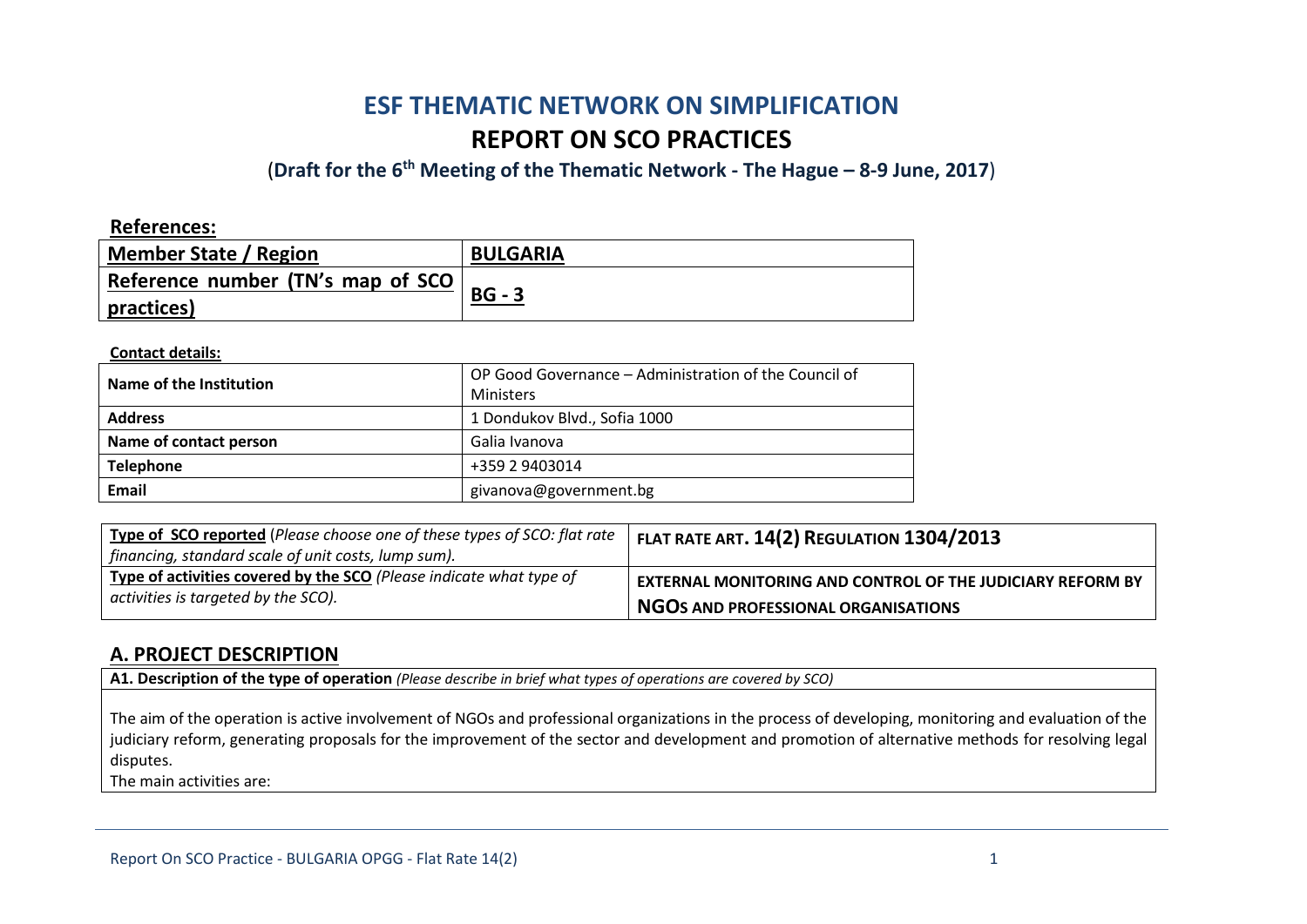# ESF THEMATIC NETWORK ON SIMPLIFICATION

# REPORT ON SCO PRACTICES

(**Draft for the 6th Meeting of the Thematic Network - The Hague – 8-9 June, 2017**)

**References:**

| | |
|---|---|
| **Member State / Region** | **BULGARIA** |
| **Reference number (TN's map of SCO practices)** | **BG - 3** |

**Contact details:**

| | |
|---|---|
| **Name of the Institution** | OP Good Governance – Administration of the Council of Ministers |
| **Address** | 1 Dondukov Blvd., Sofia 1000 |
| **Name of contact person** | Galia Ivanova |
| **Telephone** | +359 2 9403014 |
| **Email** | givanova@government.bg |

| | |
|---|---|
| **Type of SCO reported** (*Please choose one of these types of SCO: flat rate financing, standard scale of unit costs, lump sum).* | **FLAT RATE ART. 14(2) REGULATION 1304/2013** |
| **Type of activities covered by the SCO** (*Please indicate what type of activities is targeted by the SCO).* | **EXTERNAL MONITORING AND CONTROL OF THE JUDICIARY REFORM BY NGOS AND PROFESSIONAL ORGANISATIONS** |

## A. PROJECT DESCRIPTION

**A1. Description of the type of operation** *(Please describe in brief what types of operations are covered by SCO)*

The aim of the operation is active involvement of NGOs and professional organizations in the process of developing, monitoring and evaluation of the judiciary reform, generating proposals for the improvement of the sector and development and promotion of alternative methods for resolving legal disputes.

The main activities are: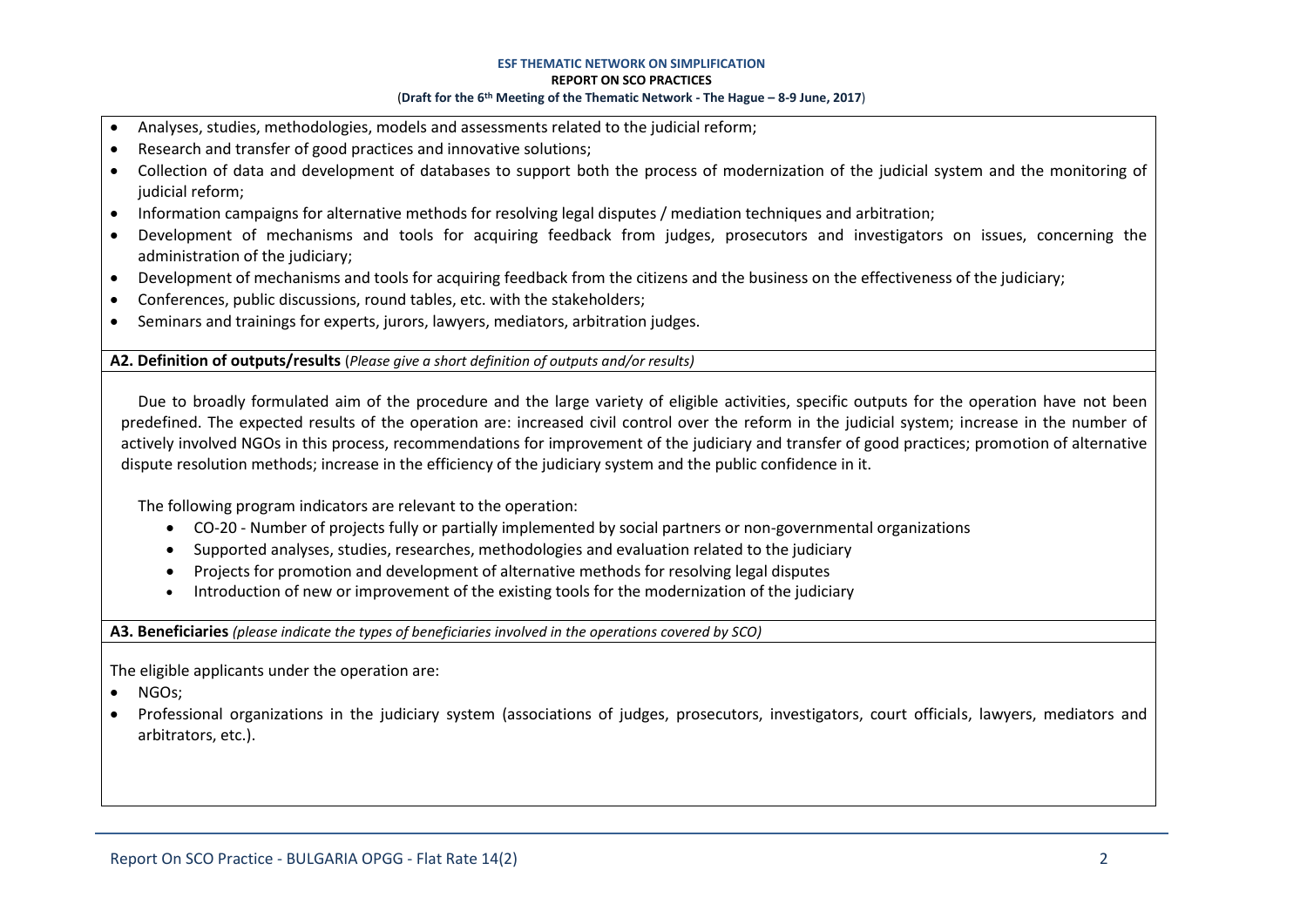- Analyses, studies, methodologies, models and assessments related to the judicial reform;
- Research and transfer of good practices and innovative solutions;
- Collection of data and development of databases to support both the process of modernization of the judicial system and the monitoring of judicial reform;
- Information campaigns for alternative methods for resolving legal disputes / mediation techniques and arbitration;
- Development of mechanisms and tools for acquiring feedback from judges, prosecutors and investigators on issues, concerning the administration of the judiciary;
- Development of mechanisms and tools for acquiring feedback from the citizens and the business on the effectiveness of the judiciary;
- Conferences, public discussions, round tables, etc. with the stakeholders;
- Seminars and trainings for experts, jurors, lawyers, mediators, arbitration judges.

**A2. Definition of outputs/results** (*Please give a short definition of outputs and/or results)*

Due to broadly formulated aim of the procedure and the large variety of eligible activities, specific outputs for the operation have not been predefined. The expected results of the operation are: increased civil control over the reform in the judicial system; increase in the number of actively involved NGOs in this process, recommendations for improvement of the judiciary and transfer of good practices; promotion of alternative dispute resolution methods; increase in the efficiency of the judiciary system and the public confidence in it.

The following program indicators are relevant to the operation:

- CO-20 - Number of projects fully or partially implemented by social partners or non-governmental organizations
- Supported analyses, studies, researches, methodologies and evaluation related to the judiciary
- Projects for promotion and development of alternative methods for resolving legal disputes
- Introduction of new or improvement of the existing tools for the modernization of the judiciary

**A3. Beneficiaries** *(please indicate the types of beneficiaries involved in the operations covered by SCO)*

The eligible applicants under the operation are:

- NGOs;
- Professional organizations in the judiciary system (associations of judges, prosecutors, investigators, court officials, lawyers, mediators and arbitrators, etc.).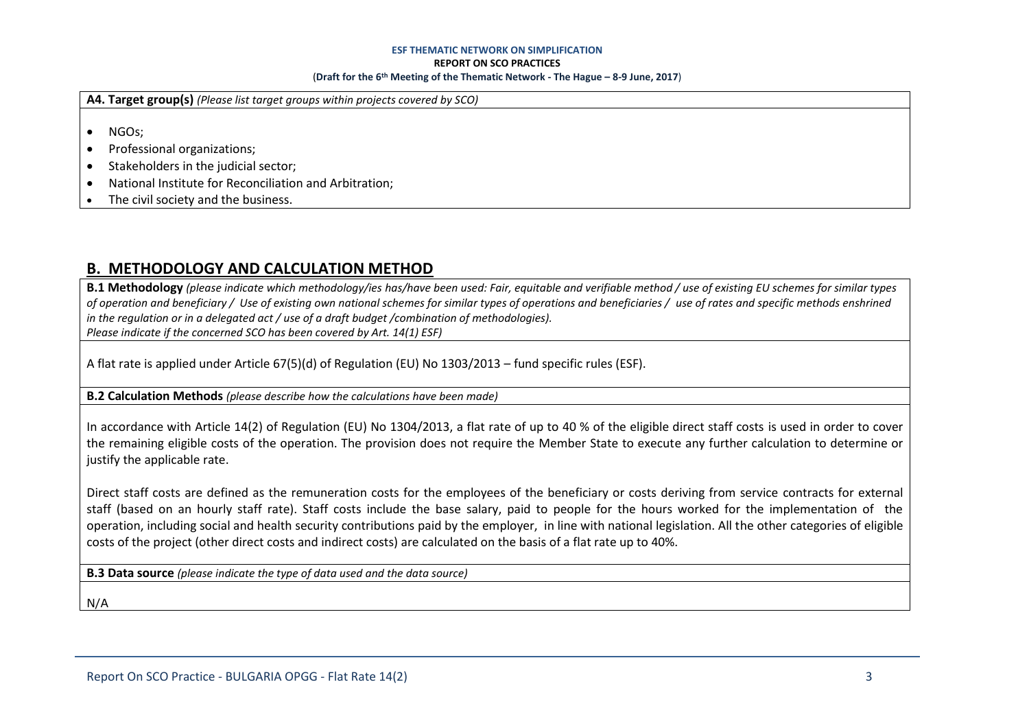**A4. Target group(s)** *(Please list target groups within projects covered by SCO)*

- NGOs;
- Professional organizations;
- Stakeholders in the judicial sector;
- National Institute for Reconciliation and Arbitration;
- The civil society and the business.

## B. METHODOLOGY AND CALCULATION METHOD

**B.1 Methodology** *(please indicate which methodology/ies has/have been used: Fair, equitable and verifiable method / use of existing EU schemes for similar types of operation and beneficiary / Use of existing own national schemes for similar types of operations and beneficiaries / use of rates and specific methods enshrined in the regulation or in a delegated act / use of a draft budget /combination of methodologies).*
*Please indicate if the concerned SCO has been covered by Art. 14(1) ESF)*

A flat rate is applied under Article 67(5)(d) of Regulation (EU) No 1303/2013 – fund specific rules (ESF).

**B.2 Calculation Methods** *(please describe how the calculations have been made)*

In accordance with Article 14(2) of Regulation (EU) No 1304/2013, a flat rate of up to 40 % of the eligible direct staff costs is used in order to cover the remaining eligible costs of the operation. The provision does not require the Member State to execute any further calculation to determine or justify the applicable rate.

Direct staff costs are defined as the remuneration costs for the employees of the beneficiary or costs deriving from service contracts for external staff (based on an hourly staff rate). Staff costs include the base salary, paid to people for the hours worked for the implementation of the operation, including social and health security contributions paid by the employer, in line with national legislation. All the other categories of eligible costs of the project (other direct costs and indirect costs) are calculated on the basis of a flat rate up to 40%.

**B.3 Data source** *(please indicate the type of data used and the data source)*

N/A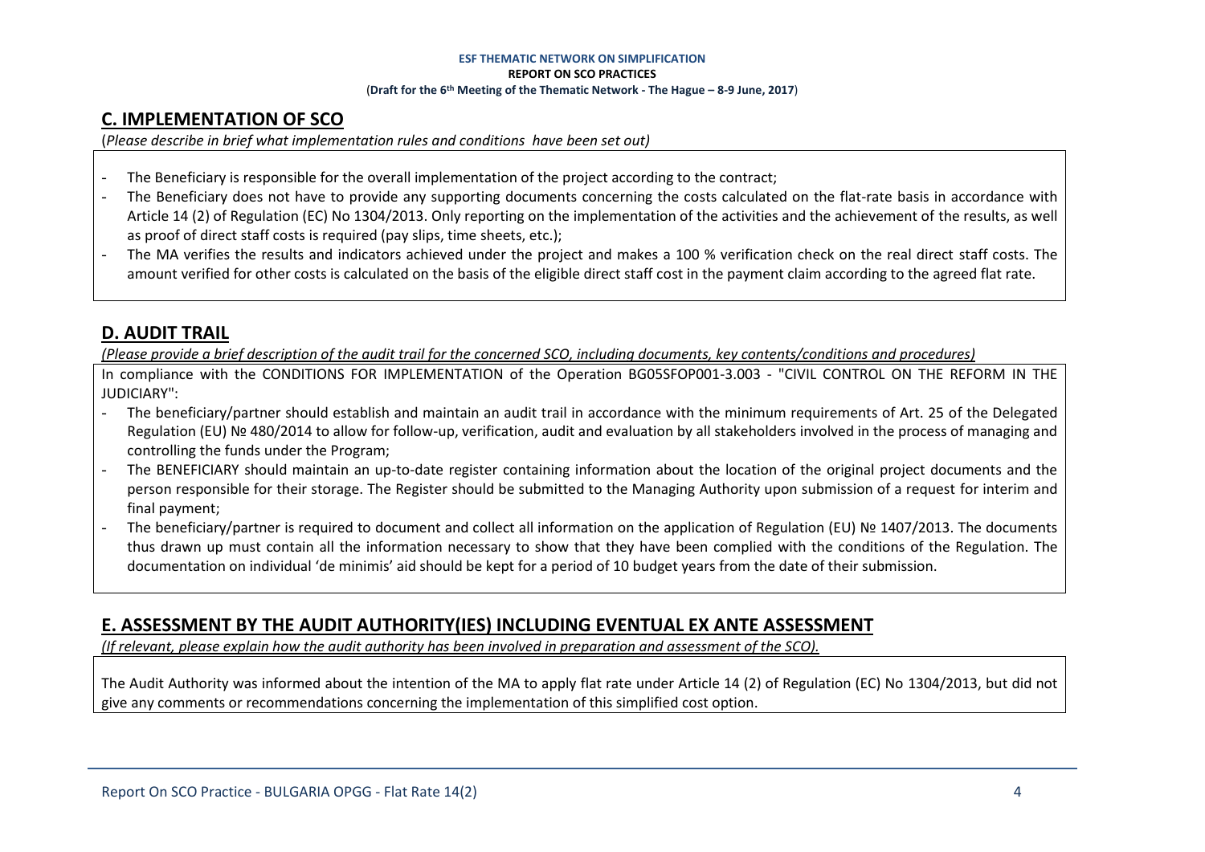## C. IMPLEMENTATION OF SCO

(*Please describe in brief what implementation rules and conditions have been set out)*

- The Beneficiary is responsible for the overall implementation of the project according to the contract;
- The Beneficiary does not have to provide any supporting documents concerning the costs calculated on the flat-rate basis in accordance with Article 14 (2) of Regulation (EC) No 1304/2013. Only reporting on the implementation of the activities and the achievement of the results, as well as proof of direct staff costs is required (pay slips, time sheets, etc.);
- The MA verifies the results and indicators achieved under the project and makes a 100 % verification check on the real direct staff costs. The amount verified for other costs is calculated on the basis of the eligible direct staff cost in the payment claim according to the agreed flat rate.

## D. AUDIT TRAIL

*(Please provide a brief description of the audit trail for the concerned SCO, including documents, key contents/conditions and procedures)*

In compliance with the CONDITIONS FOR IMPLEMENTATION of the Operation BG05SFOP001-3.003 - "CIVIL CONTROL ON THE REFORM IN THE JUDICIARY":

- The beneficiary/partner should establish and maintain an audit trail in accordance with the minimum requirements of Art. 25 of the Delegated Regulation (EU) № 480/2014 to allow for follow-up, verification, audit and evaluation by all stakeholders involved in the process of managing and controlling the funds under the Program;
- The BENEFICIARY should maintain an up-to-date register containing information about the location of the original project documents and the person responsible for their storage. The Register should be submitted to the Managing Authority upon submission of a request for interim and final payment;
- The beneficiary/partner is required to document and collect all information on the application of Regulation (EU) № 1407/2013. The documents thus drawn up must contain all the information necessary to show that they have been complied with the conditions of the Regulation. The documentation on individual 'de minimis' aid should be kept for a period of 10 budget years from the date of their submission.

## E. ASSESSMENT BY THE AUDIT AUTHORITY(IES) INCLUDING EVENTUAL EX ANTE ASSESSMENT

*(If relevant, please explain how the audit authority has been involved in preparation and assessment of the SCO).*

The Audit Authority was informed about the intention of the MA to apply flat rate under Article 14 (2) of Regulation (EC) No 1304/2013, but did not give any comments or recommendations concerning the implementation of this simplified cost option.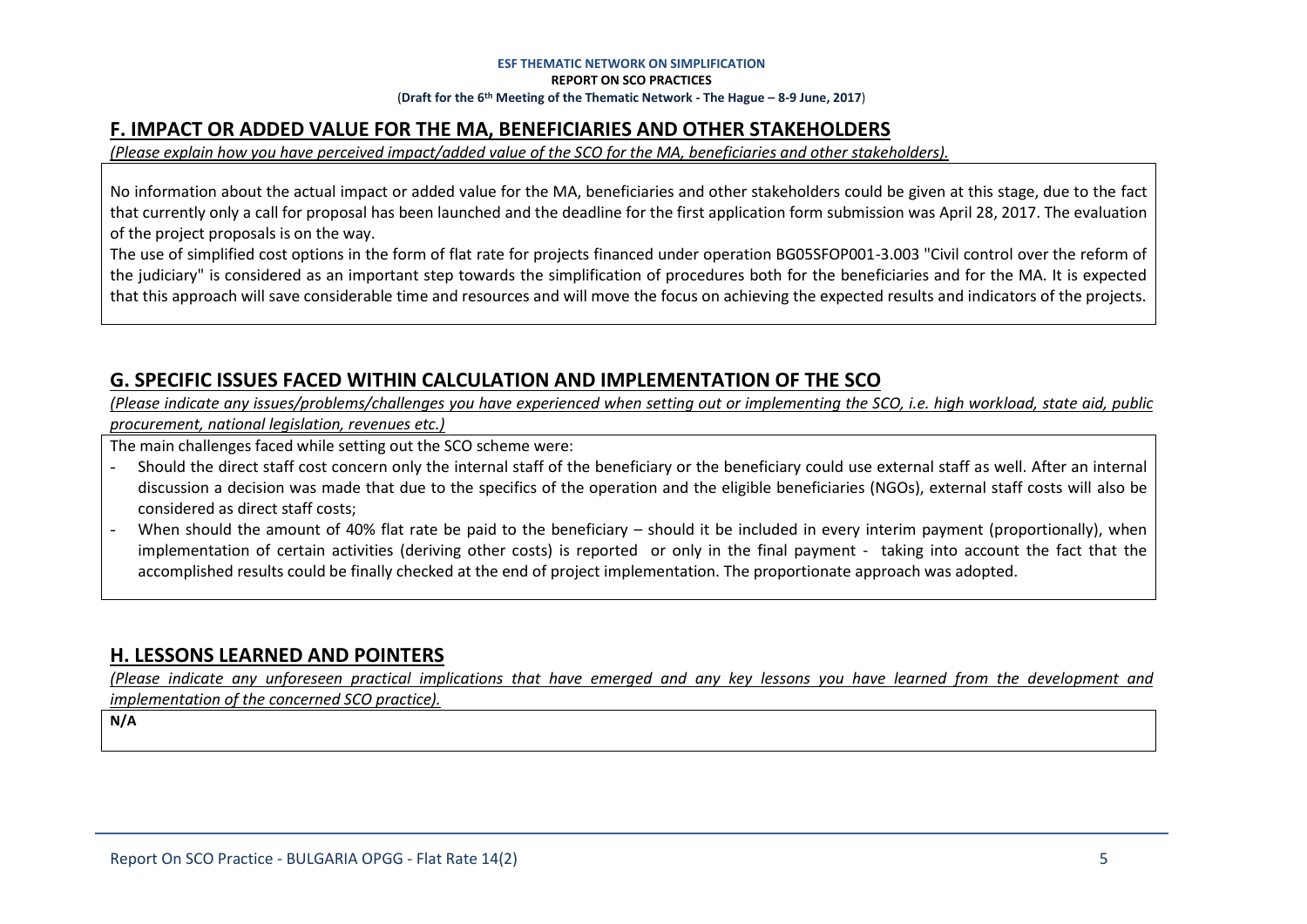## F. IMPACT OR ADDED VALUE FOR THE MA, BENEFICIARIES AND OTHER STAKEHOLDERS

*(Please explain how you have perceived impact/added value of the SCO for the MA, beneficiaries and other stakeholders).*

No information about the actual impact or added value for the MA, beneficiaries and other stakeholders could be given at this stage, due to the fact that currently only a call for proposal has been launched and the deadline for the first application form submission was April 28, 2017. The evaluation of the project proposals is on the way.

The use of simplified cost options in the form of flat rate for projects financed under operation BG05SFOP001-3.003 "Civil control over the reform of the judiciary" is considered as an important step towards the simplification of procedures both for the beneficiaries and for the MA. It is expected that this approach will save considerable time and resources and will move the focus on achieving the expected results and indicators of the projects.

## G. SPECIFIC ISSUES FACED WITHIN CALCULATION AND IMPLEMENTATION OF THE SCO

*(Please indicate any issues/problems/challenges you have experienced when setting out or implementing the SCO, i.e. high workload, state aid, public procurement, national legislation, revenues etc.)*

The main challenges faced while setting out the SCO scheme were:

- Should the direct staff cost concern only the internal staff of the beneficiary or the beneficiary could use external staff as well. After an internal discussion a decision was made that due to the specifics of the operation and the eligible beneficiaries (NGOs), external staff costs will also be considered as direct staff costs;
- When should the amount of 40% flat rate be paid to the beneficiary – should it be included in every interim payment (proportionally), when implementation of certain activities (deriving other costs) is reported or only in the final payment - taking into account the fact that the accomplished results could be finally checked at the end of project implementation. The proportionate approach was adopted.

## H. LESSONS LEARNED AND POINTERS

*(Please indicate any unforeseen practical implications that have emerged and any key lessons you have learned from the development and implementation of the concerned SCO practice).*

**N/A**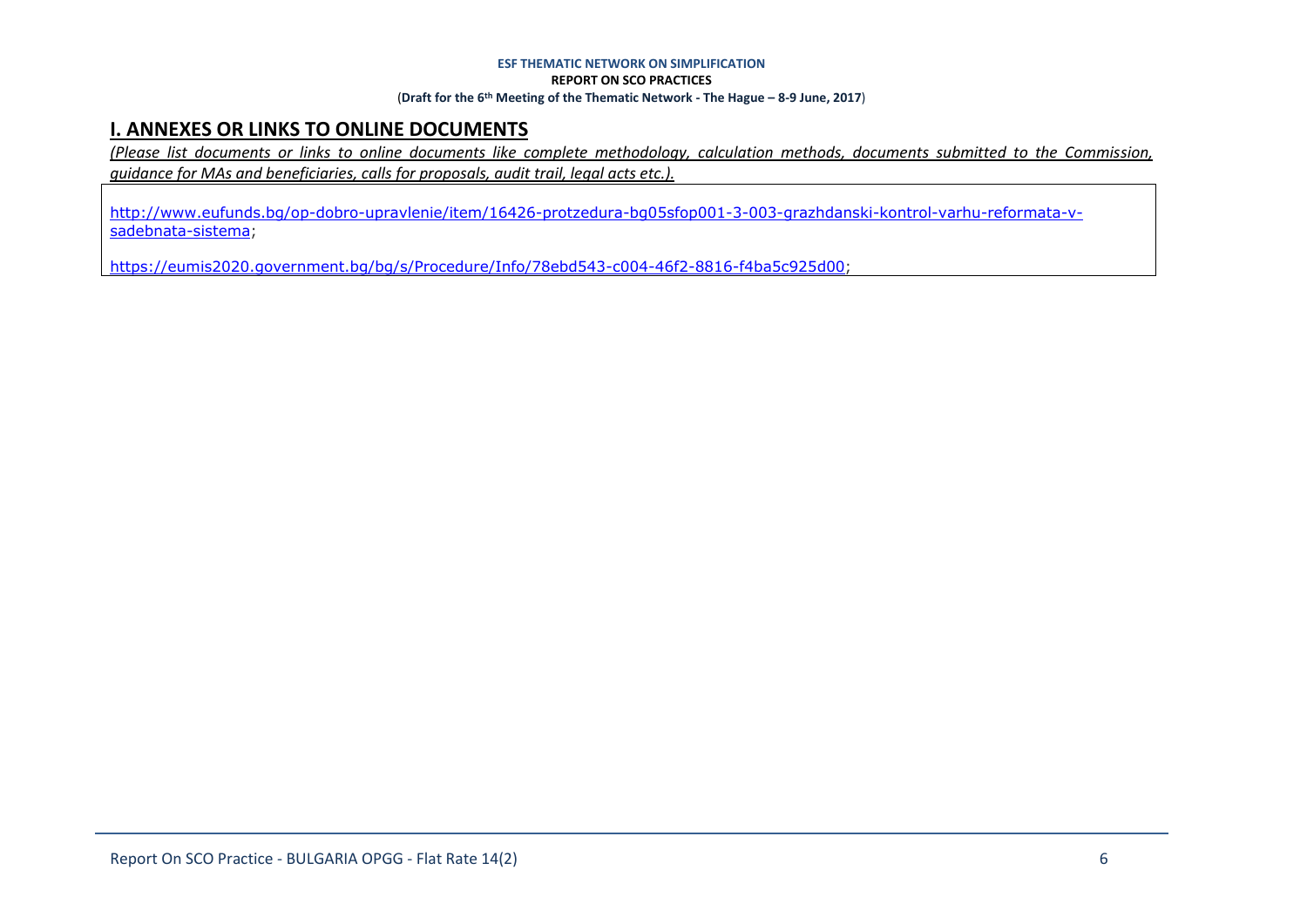## I. ANNEXES OR LINKS TO ONLINE DOCUMENTS

*(Please list documents or links to online documents like complete methodology, calculation methods, documents submitted to the Commission, guidance for MAs and beneficiaries, calls for proposals, audit trail, legal acts etc.).*

http://www.eufunds.bg/op-dobro-upravlenie/item/16426-protzedura-bg05sfop001-3-003-grazhdanski-kontrol-varhu-reformata-v-sadebnata-sistema;

https://eumis2020.government.bg/bg/s/Procedure/Info/78ebd543-c004-46f2-8816-f4ba5c925d00;